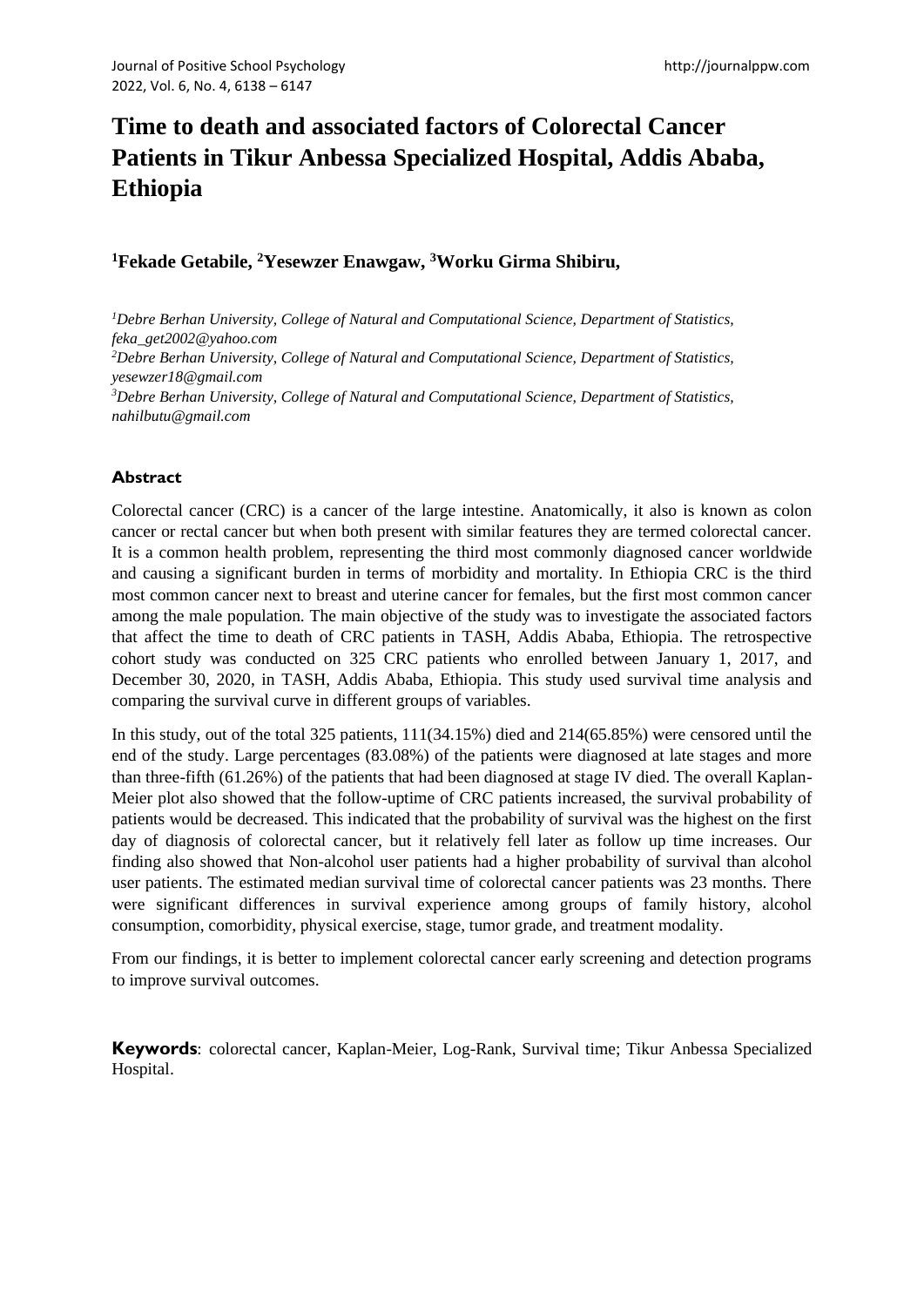# Time to death and associated factors of Colorectal Cancer Patients in Tikur Anbessa Specialized Hospital, Addis Ababa, Ethiopia

**[1]Fekade Getabile, [2]Yesewzer Enawgaw, [3]Worku Girma Shibiru,**

*[1]Debre Berhan University, College of Natural and Computational Science, Department of Statistics, feka_get2002@yahoo.com*

*[2]Debre Berhan University, College of Natural and Computational Science, Department of Statistics, yesewzer18@gmail.com*

*[3]Debre Berhan University, College of Natural and Computational Science, Department of Statistics, nahilbutu@gmail.com*

## Abstract

Colorectal cancer (CRC) is a cancer of the large intestine. Anatomically, it also is known as colon cancer or rectal cancer but when both present with similar features they are termed colorectal cancer. It is a common health problem, representing the third most commonly diagnosed cancer worldwide and causing a significant burden in terms of morbidity and mortality. In Ethiopia CRC is the third most common cancer next to breast and uterine cancer for females, but the first most common cancer among the male population. The main objective of the study was to investigate the associated factors that affect the time to death of CRC patients in TASH, Addis Ababa, Ethiopia. The retrospective cohort study was conducted on 325 CRC patients who enrolled between January 1, 2017, and December 30, 2020, in TASH, Addis Ababa, Ethiopia. This study used survival time analysis and comparing the survival curve in different groups of variables.

In this study, out of the total 325 patients, 111(34.15%) died and 214(65.85%) were censored until the end of the study. Large percentages (83.08%) of the patients were diagnosed at late stages and more than three-fifth (61.26%) of the patients that had been diagnosed at stage IV died. The overall Kaplan-Meier plot also showed that the follow-uptime of CRC patients increased, the survival probability of patients would be decreased. This indicated that the probability of survival was the highest on the first day of diagnosis of colorectal cancer, but it relatively fell later as follow up time increases. Our finding also showed that Non-alcohol user patients had a higher probability of survival than alcohol user patients. The estimated median survival time of colorectal cancer patients was 23 months. There were significant differences in survival experience among groups of family history, alcohol consumption, comorbidity, physical exercise, stage, tumor grade, and treatment modality.

From our findings, it is better to implement colorectal cancer early screening and detection programs to improve survival outcomes.

**Keywords**: colorectal cancer, Kaplan-Meier, Log-Rank, Survival time; Tikur Anbessa Specialized Hospital.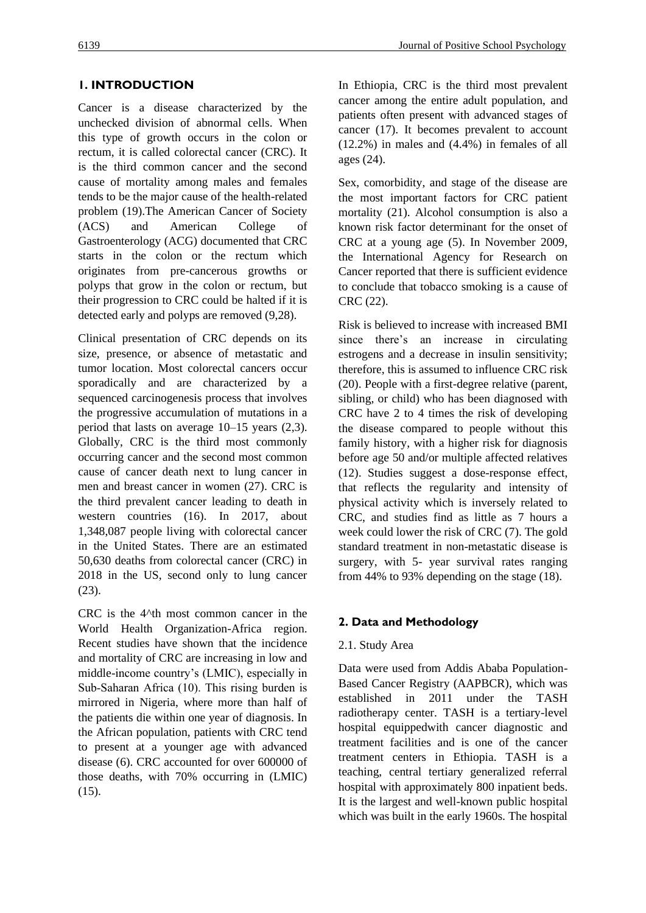## 1. INTRODUCTION

Cancer is a disease characterized by the unchecked division of abnormal cells. When this type of growth occurs in the colon or rectum, it is called colorectal cancer (CRC). It is the third common cancer and the second cause of mortality among males and females tends to be the major cause of the health-related problem (19).The American Cancer of Society (ACS) and American College of Gastroenterology (ACG) documented that CRC starts in the colon or the rectum which originates from pre-cancerous growths or polyps that grow in the colon or rectum, but their progression to CRC could be halted if it is detected early and polyps are removed (9,28).

Clinical presentation of CRC depends on its size, presence, or absence of metastatic and tumor location. Most colorectal cancers occur sporadically and are characterized by a sequenced carcinogenesis process that involves the progressive accumulation of mutations in a period that lasts on average 10–15 years (2,3). Globally, CRC is the third most commonly occurring cancer and the second most common cause of cancer death next to lung cancer in men and breast cancer in women (27). CRC is the third prevalent cancer leading to death in western countries (16). In 2017, about 1,348,087 people living with colorectal cancer in the United States. There are an estimated 50,630 deaths from colorectal cancer (CRC) in 2018 in the US, second only to lung cancer (23).

CRC is the 4^th most common cancer in the World Health Organization-Africa region. Recent studies have shown that the incidence and mortality of CRC are increasing in low and middle-income country's (LMIC), especially in Sub-Saharan Africa (10). This rising burden is mirrored in Nigeria, where more than half of the patients die within one year of diagnosis. In the African population, patients with CRC tend to present at a younger age with advanced disease (6). CRC accounted for over 600000 of those deaths, with 70% occurring in (LMIC) (15).

In Ethiopia, CRC is the third most prevalent cancer among the entire adult population, and patients often present with advanced stages of cancer (17). It becomes prevalent to account (12.2%) in males and (4.4%) in females of all ages (24).

Sex, comorbidity, and stage of the disease are the most important factors for CRC patient mortality (21). Alcohol consumption is also a known risk factor determinant for the onset of CRC at a young age (5). In November 2009, the International Agency for Research on Cancer reported that there is sufficient evidence to conclude that tobacco smoking is a cause of CRC (22).

Risk is believed to increase with increased BMI since there's an increase in circulating estrogens and a decrease in insulin sensitivity; therefore, this is assumed to influence CRC risk (20). People with a first-degree relative (parent, sibling, or child) who has been diagnosed with CRC have 2 to 4 times the risk of developing the disease compared to people without this family history, with a higher risk for diagnosis before age 50 and/or multiple affected relatives (12). Studies suggest a dose-response effect, that reflects the regularity and intensity of physical activity which is inversely related to CRC, and studies find as little as 7 hours a week could lower the risk of CRC (7). The gold standard treatment in non-metastatic disease is surgery, with 5- year survival rates ranging from 44% to 93% depending on the stage (18).

## 2. Data and Methodology

### 2.1. Study Area

Data were used from Addis Ababa Population-Based Cancer Registry (AAPBCR), which was established in 2011 under the TASH radiotherapy center. TASH is a tertiary-level hospital equippedwith cancer diagnostic and treatment facilities and is one of the cancer treatment centers in Ethiopia. TASH is a teaching, central tertiary generalized referral hospital with approximately 800 inpatient beds. It is the largest and well-known public hospital which was built in the early 1960s. The hospital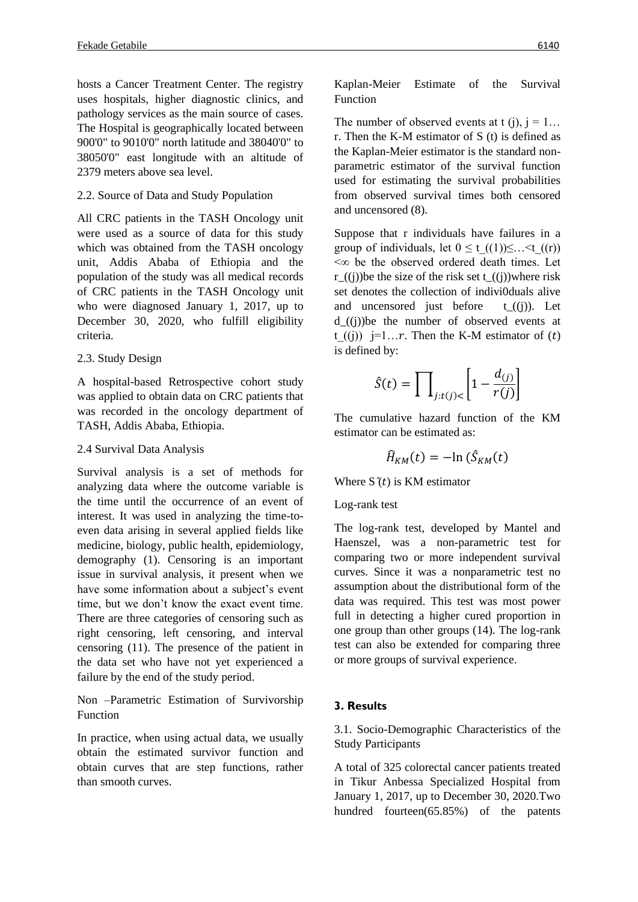hosts a Cancer Treatment Center. The registry uses hospitals, higher diagnostic clinics, and pathology services as the main source of cases. The Hospital is geographically located between 900'0" to 9010'0" north latitude and 38040'0" to 38050'0" east longitude with an altitude of 2379 meters above sea level.

2.2. Source of Data and Study Population

All CRC patients in the TASH Oncology unit were used as a source of data for this study which was obtained from the TASH oncology unit, Addis Ababa of Ethiopia and the population of the study was all medical records of CRC patients in the TASH Oncology unit who were diagnosed January 1, 2017, up to December 30, 2020, who fulfill eligibility criteria.

2.3. Study Design

A hospital-based Retrospective cohort study was applied to obtain data on CRC patients that was recorded in the oncology department of TASH, Addis Ababa, Ethiopia.

2.4 Survival Data Analysis

Survival analysis is a set of methods for analyzing data where the outcome variable is the time until the occurrence of an event of interest. It was used in analyzing the time-to-even data arising in several applied fields like medicine, biology, public health, epidemiology, demography (1). Censoring is an important issue in survival analysis, it present when we have some information about a subject's event time, but we don't know the exact event time. There are three categories of censoring such as right censoring, left censoring, and interval censoring (11). The presence of the patient in the data set who have not yet experienced a failure by the end of the study period.

Non –Parametric Estimation of Survivorship Function

In practice, when using actual data, we usually obtain the estimated survivor function and obtain curves that are step functions, rather than smooth curves.

Kaplan-Meier Estimate of the Survival Function

The number of observed events at t (j), j = 1… r. Then the K-M estimator of S (t) is defined as the Kaplan-Meier estimator is the standard non-parametric estimator of the survival function used for estimating the survival probabilities from observed survival times both censored and uncensored (8).

Suppose that r individuals have failures in a group of individuals, let 0 ≤ t_((1))≤…<t_((r)) <∞ be the observed ordered death times. Let r_((j))be the size of the risk set t_((j))where risk set denotes the collection of indivi0duals alive and uncensored just before t_((j)). Let d_((j))be the number of observed events at t_((j)) j=1…$r$. Then the K-M estimator of $(t)$ is defined by:

$$\hat{S}(t) = \prod_{j:t(j)<} \left[ 1 - \frac{d_{(j)}}{r(j)} \right]$$

The cumulative hazard function of the KM estimator can be estimated as:

$$\widehat{H}_{KM}(t) = -\ln\left(\hat{S}_{KM}(t)\right)$$

Where $\hat{S}(t)$ is KM estimator

Log-rank test

The log-rank test, developed by Mantel and Haenszel, was a non-parametric test for comparing two or more independent survival curves. Since it was a nonparametric test no assumption about the distributional form of the data was required. This test was most power full in detecting a higher cured proportion in one group than other groups (14). The log-rank test can also be extended for comparing three or more groups of survival experience.

## 3. Results

3.1. Socio-Demographic Characteristics of the Study Participants

A total of 325 colorectal cancer patients treated in Tikur Anbessa Specialized Hospital from January 1, 2017, up to December 30, 2020.Two hundred fourteen(65.85%) of the patents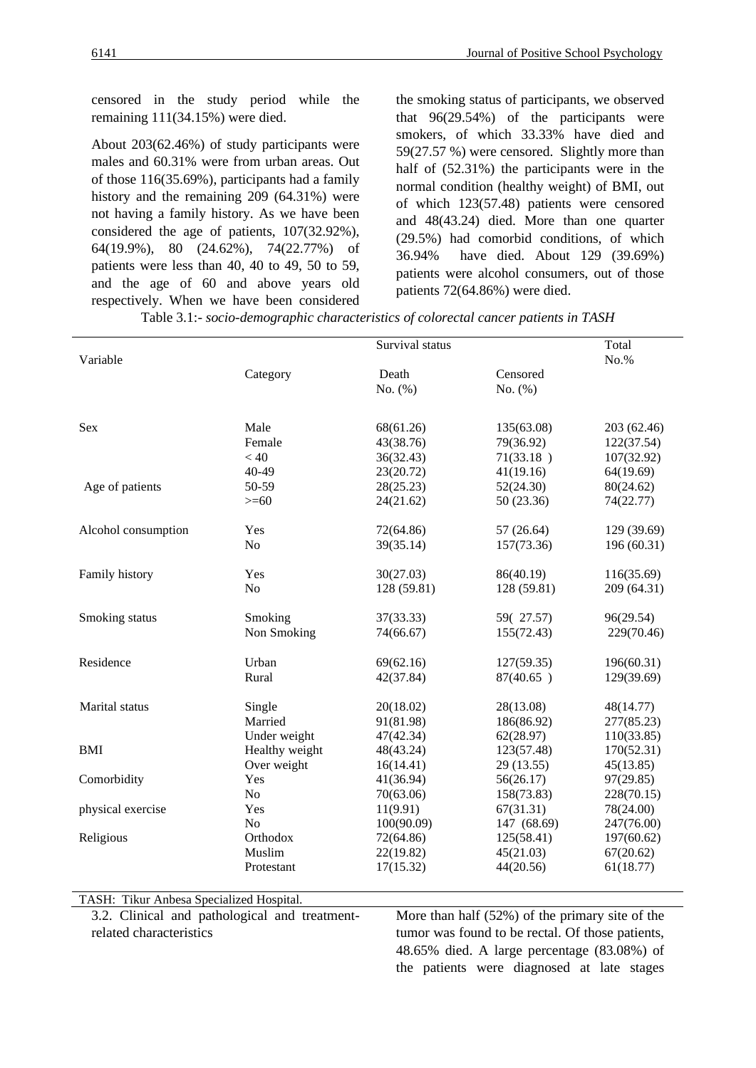censored in the study period while the remaining 111(34.15%) were died.

About 203(62.46%) of study participants were males and 60.31% were from urban areas. Out of those 116(35.69%), participants had a family history and the remaining 209 (64.31%) were not having a family history. As we have been considered the age of patients, 107(32.92%), 64(19.9%), 80 (24.62%), 74(22.77%) of patients were less than 40, 40 to 49, 50 to 59, and the age of 60 and above years old respectively. When we have been considered the smoking status of participants, we observed that 96(29.54%) of the participants were smokers, of which 33.33% have died and 59(27.57 %) were censored. Slightly more than half of (52.31%) the participants were in the normal condition (healthy weight) of BMI, out of which 123(57.48) patients were censored and 48(43.24) died. More than one quarter (29.5%) had comorbid conditions, of which 36.94% have died. About 129 (39.69%) patients were alcohol consumers, out of those patients 72(64.86%) were died.

Table 3.1:- *socio-demographic characteristics of colorectal cancer patients in TASH*

| Variable | Category | Survival status | | Total |
|---|---|---|---|---|
| | | Death No. (%) | Censored No. (%) | No.% |
| Sex | Male | 68(61.26) | 135(63.08) | 203 (62.46) |
| | Female | 43(38.76) | 79(36.92) | 122(37.54) |
| Age of patients | < 40 | 36(32.43) | 71(33.18 ) | 107(32.92) |
| | 40-49 | 23(20.72) | 41(19.16) | 64(19.69) |
| | 50-59 | 28(25.23) | 52(24.30) | 80(24.62) |
| | >=60 | 24(21.62) | 50 (23.36) | 74(22.77) |
| Alcohol consumption | Yes | 72(64.86) | 57 (26.64) | 129 (39.69) |
| | No | 39(35.14) | 157(73.36) | 196 (60.31) |
| Family history | Yes | 30(27.03) | 86(40.19) | 116(35.69) |
| | No | 128 (59.81) | 128 (59.81) | 209 (64.31) |
| Smoking status | Smoking | 37(33.33) | 59( 27.57) | 96(29.54) |
| | Non Smoking | 74(66.67) | 155(72.43) | 229(70.46) |
| Residence | Urban | 69(62.16) | 127(59.35) | 196(60.31) |
| | Rural | 42(37.84) | 87(40.65 ) | 129(39.69) |
| Marital status | Single | 20(18.02) | 28(13.08) | 48(14.77) |
| | Married | 91(81.98) | 186(86.92) | 277(85.23) |
| BMI | Under weight | 47(42.34) | 62(28.97) | 110(33.85) |
| | Healthy weight | 48(43.24) | 123(57.48) | 170(52.31) |
| | Over weight | 16(14.41) | 29 (13.55) | 45(13.85) |
| Comorbidity | Yes | 41(36.94) | 56(26.17) | 97(29.85) |
| | No | 70(63.06) | 158(73.83) | 228(70.15) |
| physical exercise | Yes | 11(9.91) | 67(31.31) | 78(24.00) |
| | No | 100(90.09) | 147 (68.69) | 247(76.00) |
| Religious | Orthodox | 72(64.86) | 125(58.41) | 197(60.62) |
| | Muslim | 22(19.82) | 45(21.03) | 67(20.62) |
| | Protestant | 17(15.32) | 44(20.56) | 61(18.77) |

TASH: Tikur Anbesa Specialized Hospital.

### 3.2. Clinical and pathological and treatment-related characteristics

More than half (52%) of the primary site of the tumor was found to be rectal. Of those patients, 48.65% died. A large percentage (83.08%) of the patients were diagnosed at late stages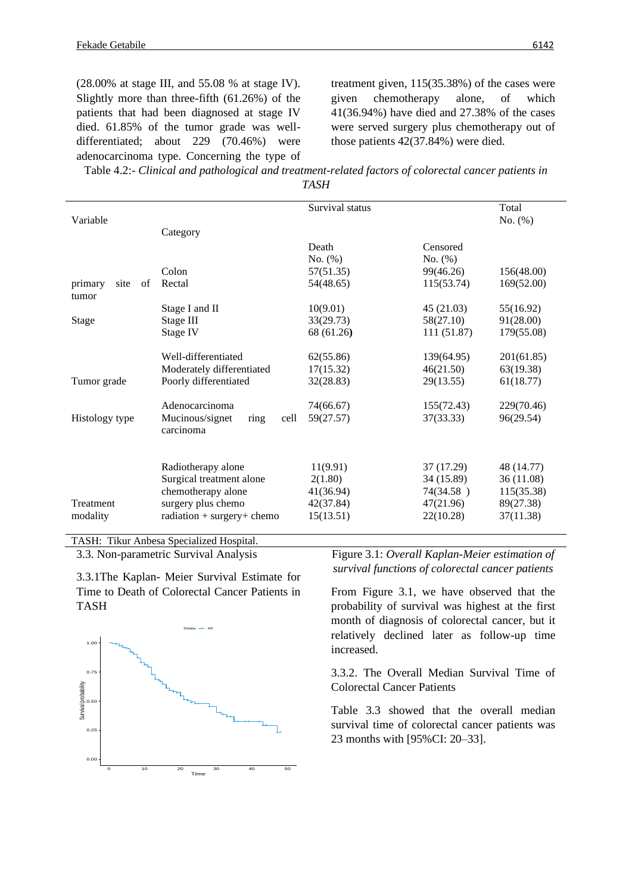(28.00% at stage III, and 55.08 % at stage IV). Slightly more than three-fifth (61.26%) of the patients that had been diagnosed at stage IV died. 61.85% of the tumor grade was well-differentiated; about 229 (70.46%) were adenocarcinoma type. Concerning the type of treatment given, 115(35.38%) of the cases were given chemotherapy alone, of which 41(36.94%) have died and 27.38% of the cases were served surgery plus chemotherapy out of those patients 42(37.84%) were died.

Table 4.2:- *Clinical and pathological and treatment-related factors of colorectal cancer patients in TASH*

| Variable | Category | Survival status | | Total No. (%) |
|---|---|---|---|---|
| | | Death No. (%) | Censored No. (%) | |
| primary site of tumor | Colon | 57(51.35) | 99(46.26) | 156(48.00) |
| | Rectal | 54(48.65) | 115(53.74) | 169(52.00) |
| Stage | Stage I and II | 10(9.01) | 45 (21.03) | 55(16.92) |
| | Stage III | 33(29.73) | 58(27.10) | 91(28.00) |
| | Stage IV | 68 (61.26) | 111 (51.87) | 179(55.08) |
| Tumor grade | Well-differentiated | 62(55.86) | 139(64.95) | 201(61.85) |
| | Moderately differentiated | 17(15.32) | 46(21.50) | 63(19.38) |
| | Poorly differentiated | 32(28.83) | 29(13.55) | 61(18.77) |
| Histology type | Adenocarcinoma | 74(66.67) | 155(72.43) | 229(70.46) |
| | Mucinous/signet ring cell carcinoma | 59(27.57) | 37(33.33) | 96(29.54) |
| Treatment modality | Radiotherapy alone | 11(9.91) | 37 (17.29) | 48 (14.77) |
| | Surgical treatment alone | 2(1.80) | 34 (15.89) | 36 (11.08) |
| | chemotherapy alone | 41(36.94) | 74(34.58 ) | 115(35.38) |
| | surgery plus chemo | 42(37.84) | 47(21.96) | 89(27.38) |
| | radiation + surgery+ chemo | 15(13.51) | 22(10.28) | 37(11.38) |

TASH: Tikur Anbesa Specialized Hospital.

### 3.3. Non-parametric Survival Analysis

#### 3.3.1The Kaplan- Meier Survival Estimate for Time to Death of Colorectal Cancer Patients in TASH

Figure 3.1: *Overall Kaplan-Meier estimation of survival functions of colorectal cancer patients*

From Figure 3.1, we have observed that the probability of survival was highest at the first month of diagnosis of colorectal cancer, but it relatively declined later as follow-up time increased.

#### 3.3.2. The Overall Median Survival Time of Colorectal Cancer Patients

Table 3.3 showed that the overall median survival time of colorectal cancer patients was 23 months with [95%CI: 20–33].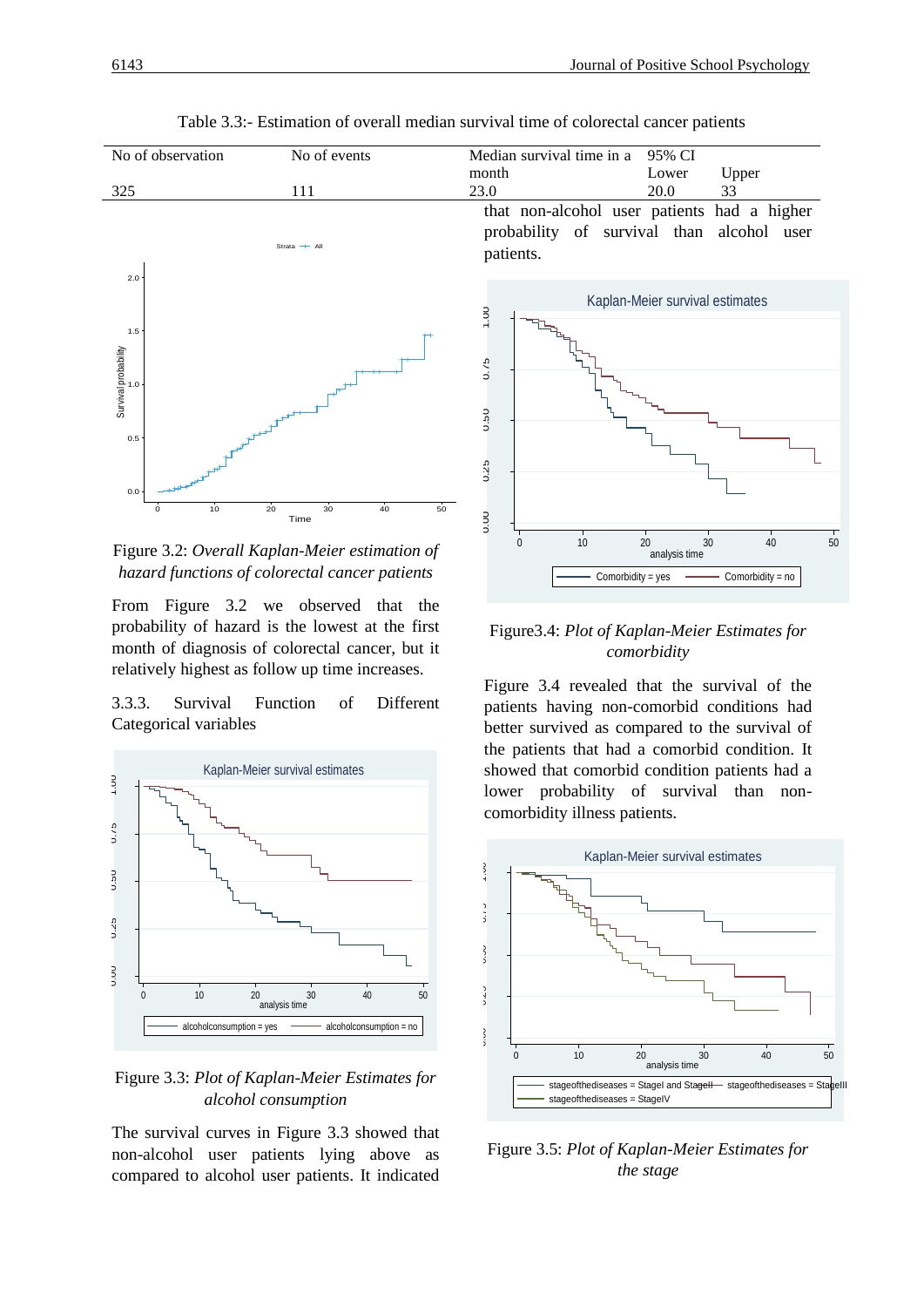Table 3.3:- Estimation of overall median survival time of colorectal cancer patients

| No of observation | No of events | Median survival time in a month | 95% CI Lower | Upper |
|---|---|---|---|---|
| 325 | 111 | 23.0 | 20.0 | 33 |

Figure 3.2: *Overall Kaplan-Meier estimation of hazard functions of colorectal cancer patients*

From Figure 3.2 we observed that the probability of hazard is the lowest at the first month of diagnosis of colorectal cancer, but it relatively highest as follow up time increases.

3.3.3. Survival Function of Different Categorical variables

Figure 3.3: *Plot of Kaplan-Meier Estimates for alcohol consumption*

The survival curves in Figure 3.3 showed that non-alcohol user patients lying above as compared to alcohol user patients. It indicated that non-alcohol user patients had a higher probability of survival than alcohol user patients.

Figure3.4: *Plot of Kaplan-Meier Estimates for comorbidity*

Figure 3.4 revealed that the survival of the patients having non-comorbid conditions had better survived as compared to the survival of the patients that had a comorbid condition. It showed that comorbid condition patients had a lower probability of survival than non-comorbidity illness patients.

Figure 3.5: *Plot of Kaplan-Meier Estimates for the stage*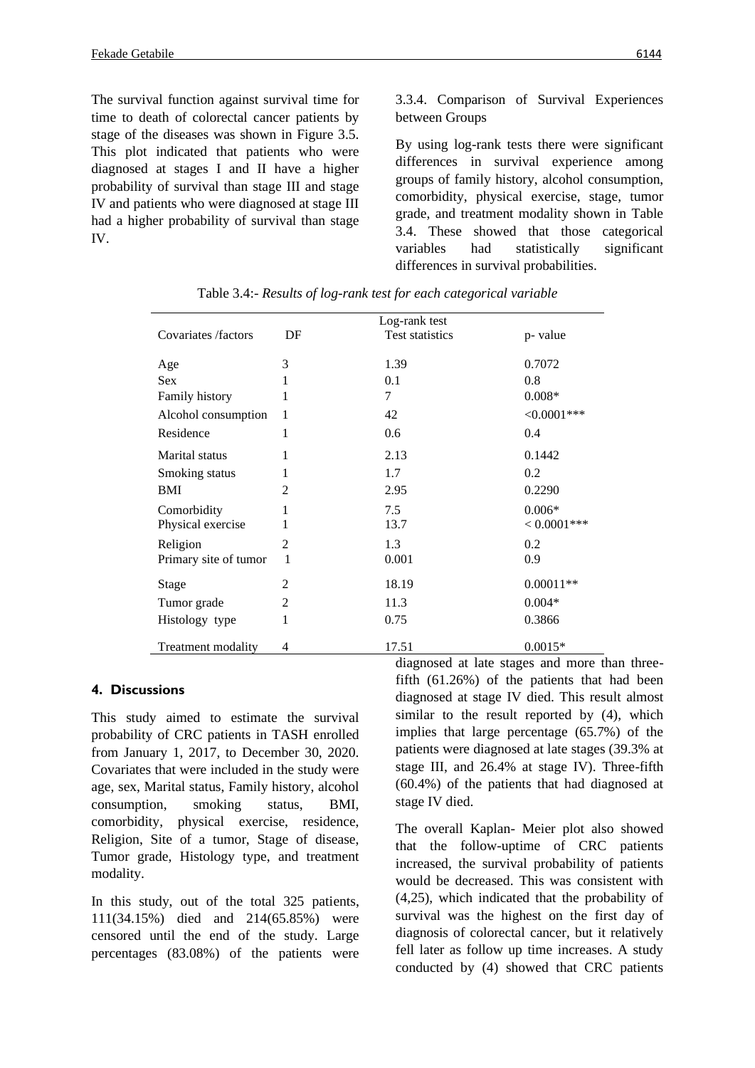The survival function against survival time for time to death of colorectal cancer patients by stage of the diseases was shown in Figure 3.5. This plot indicated that patients who were diagnosed at stages I and II have a higher probability of survival than stage III and stage IV and patients who were diagnosed at stage III had a higher probability of survival than stage IV.

3.3.4. Comparison of Survival Experiences between Groups

By using log-rank tests there were significant differences in survival experience among groups of family history, alcohol consumption, comorbidity, physical exercise, stage, tumor grade, and treatment modality shown in Table 3.4. These showed that those categorical variables had statistically significant differences in survival probabilities.

Table 3.4:- *Results of log-rank test for each categorical variable*

| Covariates /factors | DF | Log-rank test Test statistics | p- value |
|---|---|---|---|
| Age | 3 | 1.39 | 0.7072 |
| Sex | 1 | 0.1 | 0.8 |
| Family history | 1 | 7 | 0.008* |
| Alcohol consumption | 1 | 42 | <0.0001*** |
| Residence | 1 | 0.6 | 0.4 |
| Marital status | 1 | 2.13 | 0.1442 |
| Smoking status | 1 | 1.7 | 0.2 |
| BMI | 2 | 2.95 | 0.2290 |
| Comorbidity | 1 | 7.5 | 0.006* |
| Physical exercise | 1 | 13.7 | < 0.0001*** |
| Religion | 2 | 1.3 | 0.2 |
| Primary site of tumor | 1 | 0.001 | 0.9 |
| Stage | 2 | 18.19 | 0.00011** |
| Tumor grade | 2 | 11.3 | 0.004* |
| Histology type | 1 | 0.75 | 0.3866 |
| Treatment modality | 4 | 17.51 | 0.0015* |

## 4. Discussions

This study aimed to estimate the survival probability of CRC patients in TASH enrolled from January 1, 2017, to December 30, 2020. Covariates that were included in the study were age, sex, Marital status, Family history, alcohol consumption, smoking status, BMI, comorbidity, physical exercise, residence, Religion, Site of a tumor, Stage of disease, Tumor grade, Histology type, and treatment modality.

In this study, out of the total 325 patients, 111(34.15%) died and 214(65.85%) were censored until the end of the study. Large percentages (83.08%) of the patients were diagnosed at late stages and more than three-fifth (61.26%) of the patients that had been diagnosed at stage IV died. This result almost similar to the result reported by (4), which implies that large percentage (65.7%) of the patients were diagnosed at late stages (39.3% at stage III, and 26.4% at stage IV). Three-fifth (60.4%) of the patients that had diagnosed at stage IV died.

The overall Kaplan- Meier plot also showed that the follow-uptime of CRC patients increased, the survival probability of patients would be decreased. This was consistent with (4,25), which indicated that the probability of survival was the highest on the first day of diagnosis of colorectal cancer, but it relatively fell later as follow up time increases. A study conducted by (4) showed that CRC patients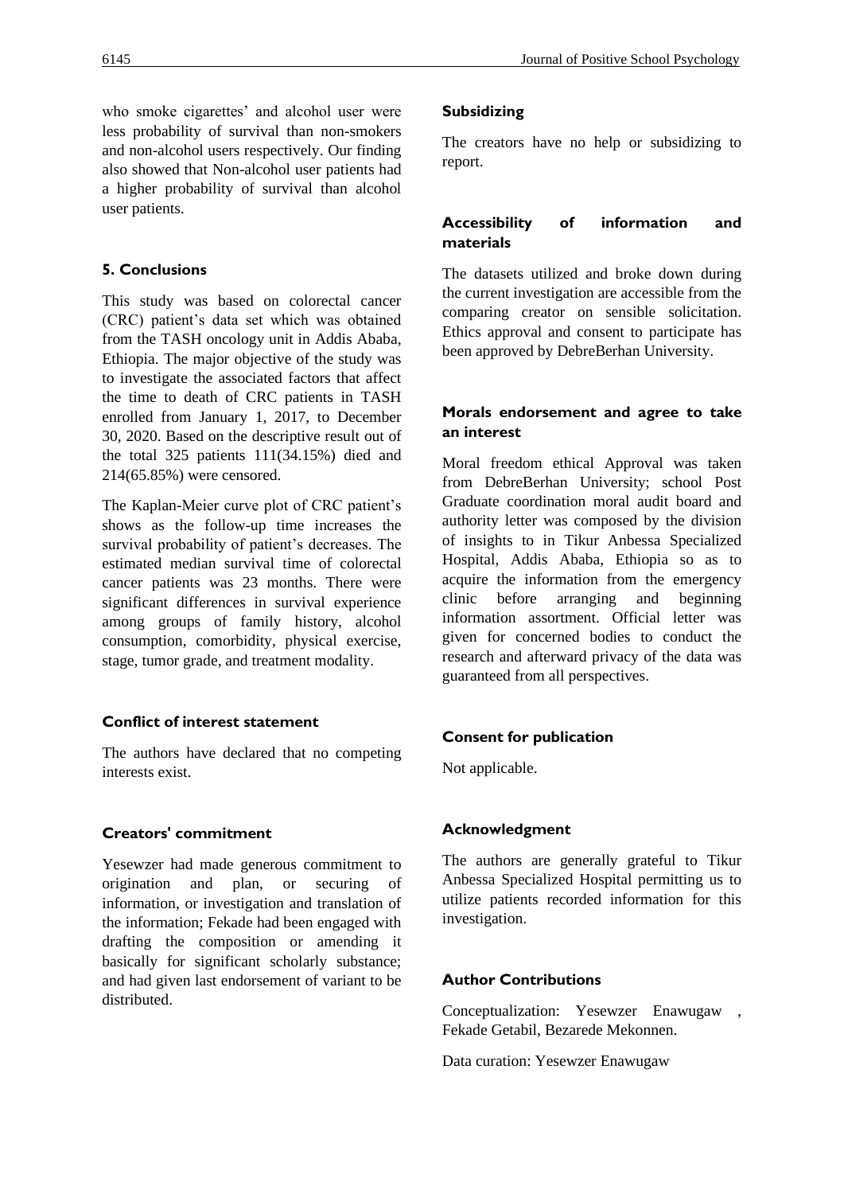who smoke cigarettes' and alcohol user were less probability of survival than non-smokers and non-alcohol users respectively. Our finding also showed that Non-alcohol user patients had a higher probability of survival than alcohol user patients.

## 5. Conclusions

This study was based on colorectal cancer (CRC) patient's data set which was obtained from the TASH oncology unit in Addis Ababa, Ethiopia. The major objective of the study was to investigate the associated factors that affect the time to death of CRC patients in TASH enrolled from January 1, 2017, to December 30, 2020. Based on the descriptive result out of the total 325 patients 111(34.15%) died and 214(65.85%) were censored.

The Kaplan-Meier curve plot of CRC patient's shows as the follow-up time increases the survival probability of patient's decreases. The estimated median survival time of colorectal cancer patients was 23 months. There were significant differences in survival experience among groups of family history, alcohol consumption, comorbidity, physical exercise, stage, tumor grade, and treatment modality.

### Conflict of interest statement

The authors have declared that no competing interests exist.

### Creators' commitment

Yesewzer had made generous commitment to origination and plan, or securing of information, or investigation and translation of the information; Fekade had been engaged with drafting the composition or amending it basically for significant scholarly substance; and had given last endorsement of variant to be distributed.

### Subsidizing

The creators have no help or subsidizing to report.

### Accessibility of information and materials

The datasets utilized and broke down during the current investigation are accessible from the comparing creator on sensible solicitation. Ethics approval and consent to participate has been approved by DebreBerhan University.

### Morals endorsement and agree to take an interest

Moral freedom ethical Approval was taken from DebreBerhan University; school Post Graduate coordination moral audit board and authority letter was composed by the division of insights to in Tikur Anbessa Specialized Hospital, Addis Ababa, Ethiopia so as to acquire the information from the emergency clinic before arranging and beginning information assortment. Official letter was given for concerned bodies to conduct the research and afterward privacy of the data was guaranteed from all perspectives.

### Consent for publication

Not applicable.

### Acknowledgment

The authors are generally grateful to Tikur Anbessa Specialized Hospital permitting us to utilize patients recorded information for this investigation.

### Author Contributions

Conceptualization: Yesewzer Enawugaw , Fekade Getabil, Bezarede Mekonnen.

Data curation: Yesewzer Enawugaw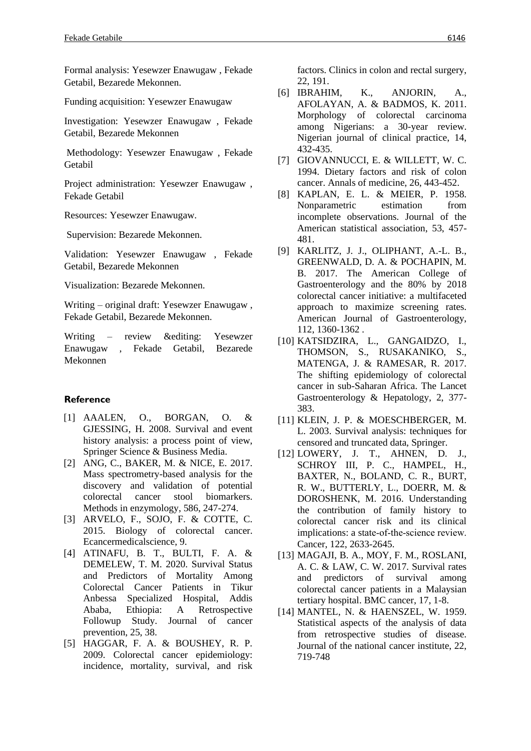Formal analysis: Yesewzer Enawugaw , Fekade Getabil, Bezarede Mekonnen.

Funding acquisition: Yesewzer Enawugaw

Investigation: Yesewzer Enawugaw , Fekade Getabil, Bezarede Mekonnen

Methodology: Yesewzer Enawugaw , Fekade Getabil

Project administration: Yesewzer Enawugaw , Fekade Getabil

Resources: Yesewzer Enawugaw.

Supervision: Bezarede Mekonnen.

Validation: Yesewzer Enawugaw , Fekade Getabil, Bezarede Mekonnen

Visualization: Bezarede Mekonnen.

Writing – original draft: Yesewzer Enawugaw , Fekade Getabil, Bezarede Mekonnen.

Writing – review &editing: Yesewzer Enawugaw , Fekade Getabil, Bezarede Mekonnen

## Reference

[1] AAALEN, O., BORGAN, O. & GJESSING, H. 2008. Survival and event history analysis: a process point of view, Springer Science & Business Media.

[2] ANG, C., BAKER, M. & NICE, E. 2017. Mass spectrometry-based analysis for the discovery and validation of potential colorectal cancer stool biomarkers. Methods in enzymology, 586, 247-274.

[3] ARVELO, F., SOJO, F. & COTTE, C. 2015. Biology of colorectal cancer. Ecancermedicalscience, 9.

[4] ATINAFU, B. T., BULTI, F. A. & DEMELEW, T. M. 2020. Survival Status and Predictors of Mortality Among Colorectal Cancer Patients in Tikur Anbessa Specialized Hospital, Addis Ababa, Ethiopia: A Retrospective Followup Study. Journal of cancer prevention, 25, 38.

[5] HAGGAR, F. A. & BOUSHEY, R. P. 2009. Colorectal cancer epidemiology: incidence, mortality, survival, and risk factors. Clinics in colon and rectal surgery, 22, 191.

[6] IBRAHIM, K., ANJORIN, A., AFOLAYAN, A. & BADMOS, K. 2011. Morphology of colorectal carcinoma among Nigerians: a 30-year review. Nigerian journal of clinical practice, 14, 432-435.

[7] GIOVANNUCCI, E. & WILLETT, W. C. 1994. Dietary factors and risk of colon cancer. Annals of medicine, 26, 443-452.

[8] KAPLAN, E. L. & MEIER, P. 1958. Nonparametric estimation from incomplete observations. Journal of the American statistical association, 53, 457-481.

[9] KARLITZ, J. J., OLIPHANT, A.-L. B., GREENWALD, D. A. & POCHAPIN, M. B. 2017. The American College of Gastroenterology and the 80% by 2018 colorectal cancer initiative: a multifaceted approach to maximize screening rates. American Journal of Gastroenterology, 112, 1360-1362 .

[10] KATSIDZIRA, L., GANGAIDZO, I., THOMSON, S., RUSAKANIKO, S., MATENGA, J. & RAMESAR, R. 2017. The shifting epidemiology of colorectal cancer in sub-Saharan Africa. The Lancet Gastroenterology & Hepatology, 2, 377-383.

[11] KLEIN, J. P. & MOESCHBERGER, M. L. 2003. Survival analysis: techniques for censored and truncated data, Springer.

[12] LOWERY, J. T., AHNEN, D. J., SCHROY III, P. C., HAMPEL, H., BAXTER, N., BOLAND, C. R., BURT, R. W., BUTTERLY, L., DOERR, M. & DOROSHENK, M. 2016. Understanding the contribution of family history to colorectal cancer risk and its clinical implications: a state-of-the-science review. Cancer, 122, 2633-2645.

[13] MAGAJI, B. A., MOY, F. M., ROSLANI, A. C. & LAW, C. W. 2017. Survival rates and predictors of survival among colorectal cancer patients in a Malaysian tertiary hospital. BMC cancer, 17, 1-8.

[14] MANTEL, N. & HAENSZEL, W. 1959. Statistical aspects of the analysis of data from retrospective studies of disease. Journal of the national cancer institute, 22, 719-748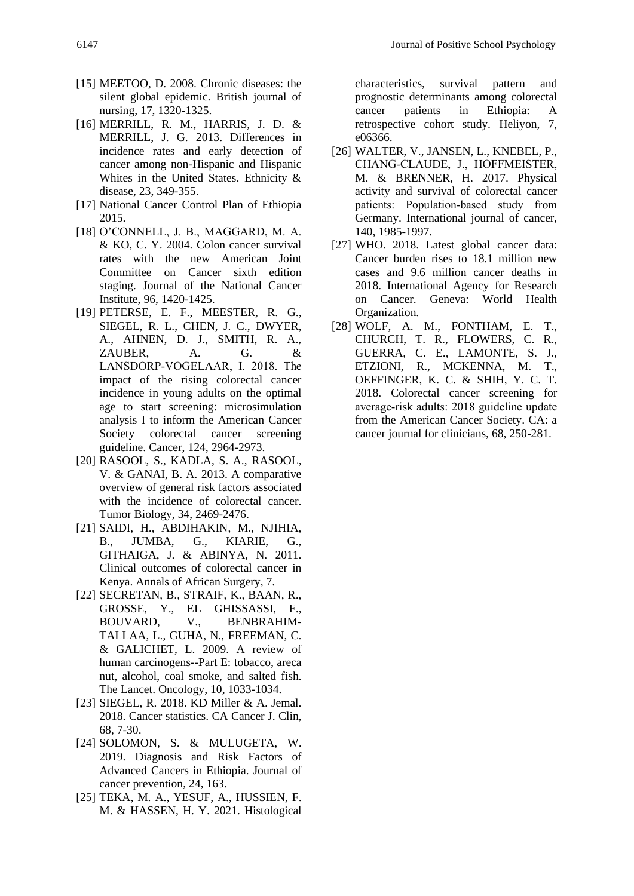[15] MEETOO, D. 2008. Chronic diseases: the silent global epidemic. British journal of nursing, 17, 1320-1325.

[16] MERRILL, R. M., HARRIS, J. D. & MERRILL, J. G. 2013. Differences in incidence rates and early detection of cancer among non-Hispanic and Hispanic Whites in the United States. Ethnicity & disease, 23, 349-355.

[17] National Cancer Control Plan of Ethiopia 2015.

[18] O'CONNELL, J. B., MAGGARD, M. A. & KO, C. Y. 2004. Colon cancer survival rates with the new American Joint Committee on Cancer sixth edition staging. Journal of the National Cancer Institute, 96, 1420-1425.

[19] PETERSE, E. F., MEESTER, R. G., SIEGEL, R. L., CHEN, J. C., DWYER, A., AHNEN, D. J., SMITH, R. A., ZAUBER, A. G. & LANSDORP-VOGELAAR, I. 2018. The impact of the rising colorectal cancer incidence in young adults on the optimal age to start screening: microsimulation analysis I to inform the American Cancer Society colorectal cancer screening guideline. Cancer, 124, 2964-2973.

[20] RASOOL, S., KADLA, S. A., RASOOL, V. & GANAI, B. A. 2013. A comparative overview of general risk factors associated with the incidence of colorectal cancer. Tumor Biology, 34, 2469-2476.

[21] SAIDI, H., ABDIHAKIN, M., NJIHIA, B., JUMBA, G., KIARIE, G., GITHAIGA, J. & ABINYA, N. 2011. Clinical outcomes of colorectal cancer in Kenya. Annals of African Surgery, 7.

[22] SECRETAN, B., STRAIF, K., BAAN, R., GROSSE, Y., EL GHISSASSI, F., BOUVARD, V., BENBRAHIM-TALLAA, L., GUHA, N., FREEMAN, C. & GALICHET, L. 2009. A review of human carcinogens--Part E: tobacco, areca nut, alcohol, coal smoke, and salted fish. The Lancet. Oncology, 10, 1033-1034.

[23] SIEGEL, R. 2018. KD Miller & A. Jemal. 2018. Cancer statistics. CA Cancer J. Clin, 68, 7-30.

[24] SOLOMON, S. & MULUGETA, W. 2019. Diagnosis and Risk Factors of Advanced Cancers in Ethiopia. Journal of cancer prevention, 24, 163.

[25] TEKA, M. A., YESUF, A., HUSSIEN, F. M. & HASSEN, H. Y. 2021. Histological characteristics, survival pattern and prognostic determinants among colorectal cancer patients in Ethiopia: A retrospective cohort study. Heliyon, 7, e06366.

[26] WALTER, V., JANSEN, L., KNEBEL, P., CHANG-CLAUDE, J., HOFFMEISTER, M. & BRENNER, H. 2017. Physical activity and survival of colorectal cancer patients: Population-based study from Germany. International journal of cancer, 140, 1985-1997.

[27] WHO. 2018. Latest global cancer data: Cancer burden rises to 18.1 million new cases and 9.6 million cancer deaths in 2018. International Agency for Research on Cancer. Geneva: World Health Organization.

[28] WOLF, A. M., FONTHAM, E. T., CHURCH, T. R., FLOWERS, C. R., GUERRA, C. E., LAMONTE, S. J., ETZIONI, R., MCKENNA, M. T., OEFFINGER, K. C. & SHIH, Y. C. T. 2018. Colorectal cancer screening for average-risk adults: 2018 guideline update from the American Cancer Society. CA: a cancer journal for clinicians, 68, 250-281.